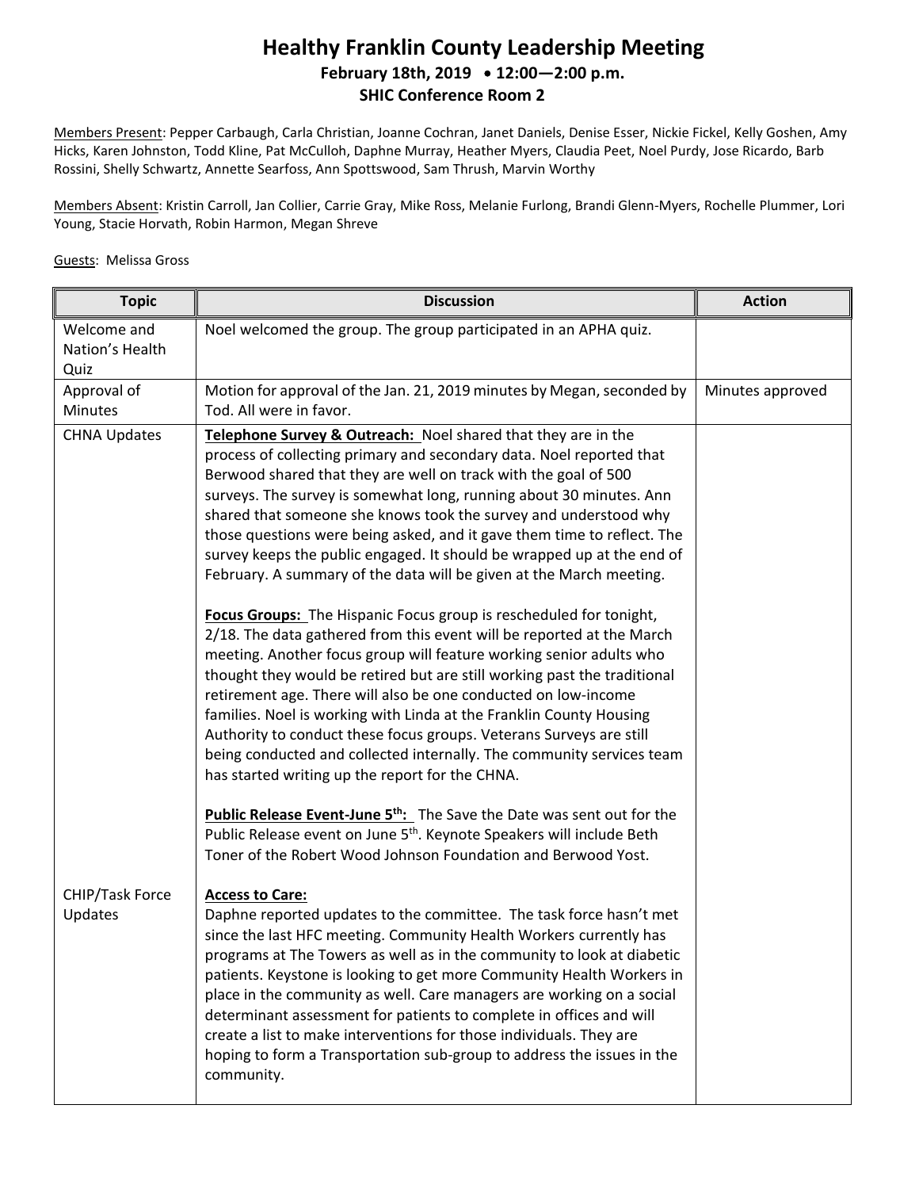# Healthy Franklin County Leadership Meeting

**February 18th, 2019 • 12:00—2:00 p.m.**

**SHIC Conference Room 2**

Members Present: Pepper Carbaugh, Carla Christian, Joanne Cochran, Janet Daniels, Denise Esser, Nickie Fickel, Kelly Goshen, Amy Hicks, Karen Johnston, Todd Kline, Pat McCulloh, Daphne Murray, Heather Myers, Claudia Peet, Noel Purdy, Jose Ricardo, Barb Rossini, Shelly Schwartz, Annette Searfoss, Ann Spottswood, Sam Thrush, Marvin Worthy

Members Absent: Kristin Carroll, Jan Collier, Carrie Gray, Mike Ross, Melanie Furlong, Brandi Glenn-Myers, Rochelle Plummer, Lori Young, Stacie Horvath, Robin Harmon, Megan Shreve

Guests: Melissa Gross

| Topic | Discussion | Action |
|---|---|---|
| Welcome and Nation's Health Quiz | Noel welcomed the group. The group participated in an APHA quiz. | |
| Approval of Minutes | Motion for approval of the Jan. 21, 2019 minutes by Megan, seconded by Tod. All were in favor. | Minutes approved |
| CHNA Updates | **Telephone Survey & Outreach:** Noel shared that they are in the process of collecting primary and secondary data. Noel reported that Berwood shared that they are well on track with the goal of 500 surveys. The survey is somewhat long, running about 30 minutes. Ann shared that someone she knows took the survey and understood why those questions were being asked, and it gave them time to reflect. The survey keeps the public engaged. It should be wrapped up at the end of February. A summary of the data will be given at the March meeting.<br><br>**Focus Groups:** The Hispanic Focus group is rescheduled for tonight, 2/18. The data gathered from this event will be reported at the March meeting. Another focus group will feature working senior adults who thought they would be retired but are still working past the traditional retirement age. There will also be one conducted on low-income families. Noel is working with Linda at the Franklin County Housing Authority to conduct these focus groups. Veterans Surveys are still being conducted and collected internally. The community services team has started writing up the report for the CHNA.<br><br>**Public Release Event-June 5th:** The Save the Date was sent out for the Public Release event on June 5th. Keynote Speakers will include Beth Toner of the Robert Wood Johnson Foundation and Berwood Yost. | |
| CHIP/Task Force Updates | **Access to Care:**<br>Daphne reported updates to the committee. The task force hasn't met since the last HFC meeting. Community Health Workers currently has programs at The Towers as well as in the community to look at diabetic patients. Keystone is looking to get more Community Health Workers in place in the community as well. Care managers are working on a social determinant assessment for patients to complete in offices and will create a list to make interventions for those individuals. They are hoping to form a Transportation sub-group to address the issues in the community. | |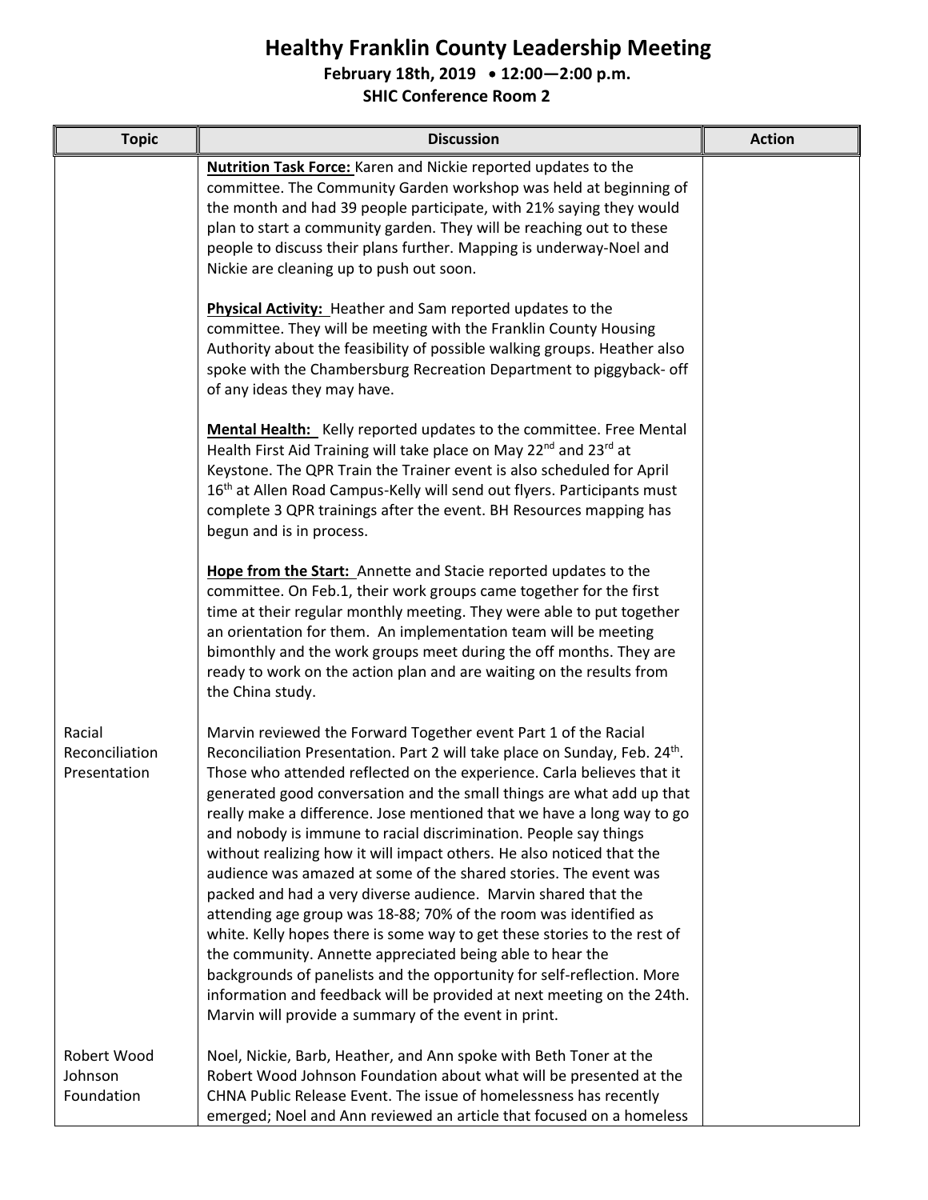# Healthy Franklin County Leadership Meeting

**February 18th, 2019 • 12:00—2:00 p.m.**

**SHIC Conference Room 2**

| Topic | Discussion | Action |
|---|---|---|
| | **Nutrition Task Force:** Karen and Nickie reported updates to the committee. The Community Garden workshop was held at beginning of the month and had 39 people participate, with 21% saying they would plan to start a community garden. They will be reaching out to these people to discuss their plans further. Mapping is underway-Noel and Nickie are cleaning up to push out soon.<br><br>**Physical Activity:** Heather and Sam reported updates to the committee. They will be meeting with the Franklin County Housing Authority about the feasibility of possible walking groups. Heather also spoke with the Chambersburg Recreation Department to piggyback- off of any ideas they may have.<br><br>**Mental Health:** Kelly reported updates to the committee. Free Mental Health First Aid Training will take place on May 22nd and 23rd at Keystone. The QPR Train the Trainer event is also scheduled for April 16th at Allen Road Campus-Kelly will send out flyers. Participants must complete 3 QPR trainings after the event. BH Resources mapping has begun and is in process.<br><br>**Hope from the Start:** Annette and Stacie reported updates to the committee. On Feb.1, their work groups came together for the first time at their regular monthly meeting. They were able to put together an orientation for them. An implementation team will be meeting bimonthly and the work groups meet during the off months. They are ready to work on the action plan and are waiting on the results from the China study. | |
| Racial Reconciliation Presentation | Marvin reviewed the Forward Together event Part 1 of the Racial Reconciliation Presentation. Part 2 will take place on Sunday, Feb. 24th. Those who attended reflected on the experience. Carla believes that it generated good conversation and the small things are what add up that really make a difference. Jose mentioned that we have a long way to go and nobody is immune to racial discrimination. People say things without realizing how it will impact others. He also noticed that the audience was amazed at some of the shared stories. The event was packed and had a very diverse audience. Marvin shared that the attending age group was 18-88; 70% of the room was identified as white. Kelly hopes there is some way to get these stories to the rest of the community. Annette appreciated being able to hear the backgrounds of panelists and the opportunity for self-reflection. More information and feedback will be provided at next meeting on the 24th. Marvin will provide a summary of the event in print. | |
| Robert Wood Johnson Foundation | Noel, Nickie, Barb, Heather, and Ann spoke with Beth Toner at the Robert Wood Johnson Foundation about what will be presented at the CHNA Public Release Event. The issue of homelessness has recently emerged; Noel and Ann reviewed an article that focused on a homeless | |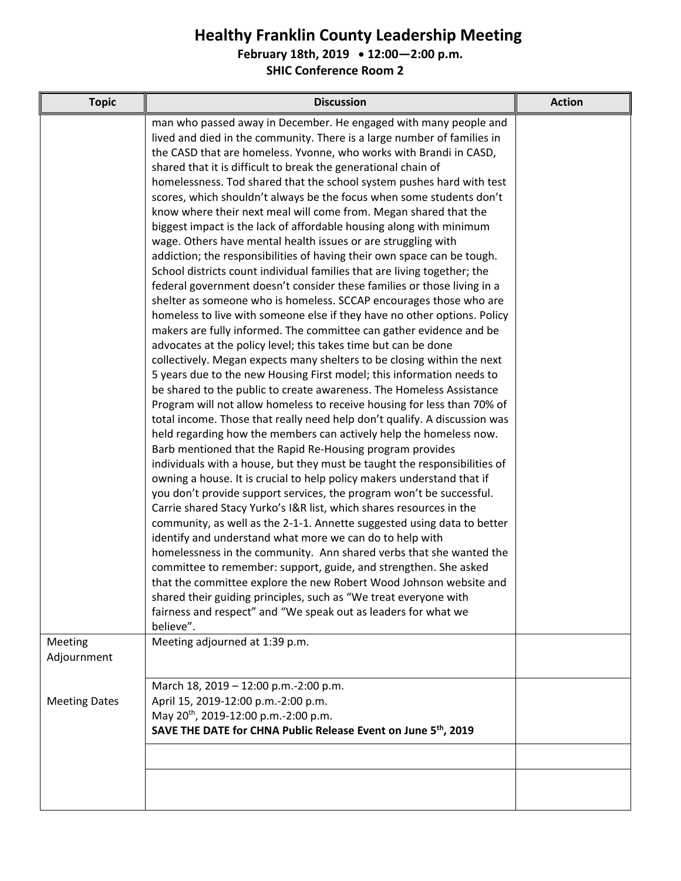# Healthy Franklin County Leadership Meeting

**February 18th, 2019 • 12:00—2:00 p.m.**

**SHIC Conference Room 2**

| Topic | Discussion | Action |
|---|---|---|
| | man who passed away in December. He engaged with many people and lived and died in the community. There is a large number of families in the CASD that are homeless. Yvonne, who works with Brandi in CASD, shared that it is difficult to break the generational chain of homelessness. Tod shared that the school system pushes hard with test scores, which shouldn't always be the focus when some students don't know where their next meal will come from. Megan shared that the biggest impact is the lack of affordable housing along with minimum wage. Others have mental health issues or are struggling with addiction; the responsibilities of having their own space can be tough. School districts count individual families that are living together; the federal government doesn't consider these families or those living in a shelter as someone who is homeless. SCCAP encourages those who are homeless to live with someone else if they have no other options. Policy makers are fully informed. The committee can gather evidence and be advocates at the policy level; this takes time but can be done collectively. Megan expects many shelters to be closing within the next 5 years due to the new Housing First model; this information needs to be shared to the public to create awareness. The Homeless Assistance Program will not allow homeless to receive housing for less than 70% of total income. Those that really need help don't qualify. A discussion was held regarding how the members can actively help the homeless now. Barb mentioned that the Rapid Re-Housing program provides individuals with a house, but they must be taught the responsibilities of owning a house. It is crucial to help policy makers understand that if you don't provide support services, the program won't be successful. Carrie shared Stacy Yurko's I&R list, which shares resources in the community, as well as the 2-1-1. Annette suggested using data to better identify and understand what more we can do to help with homelessness in the community. Ann shared verbs that she wanted the committee to remember: support, guide, and strengthen. She asked that the committee explore the new Robert Wood Johnson website and shared their guiding principles, such as "We treat everyone with fairness and respect" and "We speak out as leaders for what we believe". | |
| Meeting Adjournment | Meeting adjourned at 1:39 p.m. | |
| Meeting Dates | March 18, 2019 – 12:00 p.m.-2:00 p.m.<br>April 15, 2019-12:00 p.m.-2:00 p.m.<br>May 20th, 2019-12:00 p.m.-2:00 p.m.<br>**SAVE THE DATE for CHNA Public Release Event on June 5th, 2019** | |
| | | |
| | | |